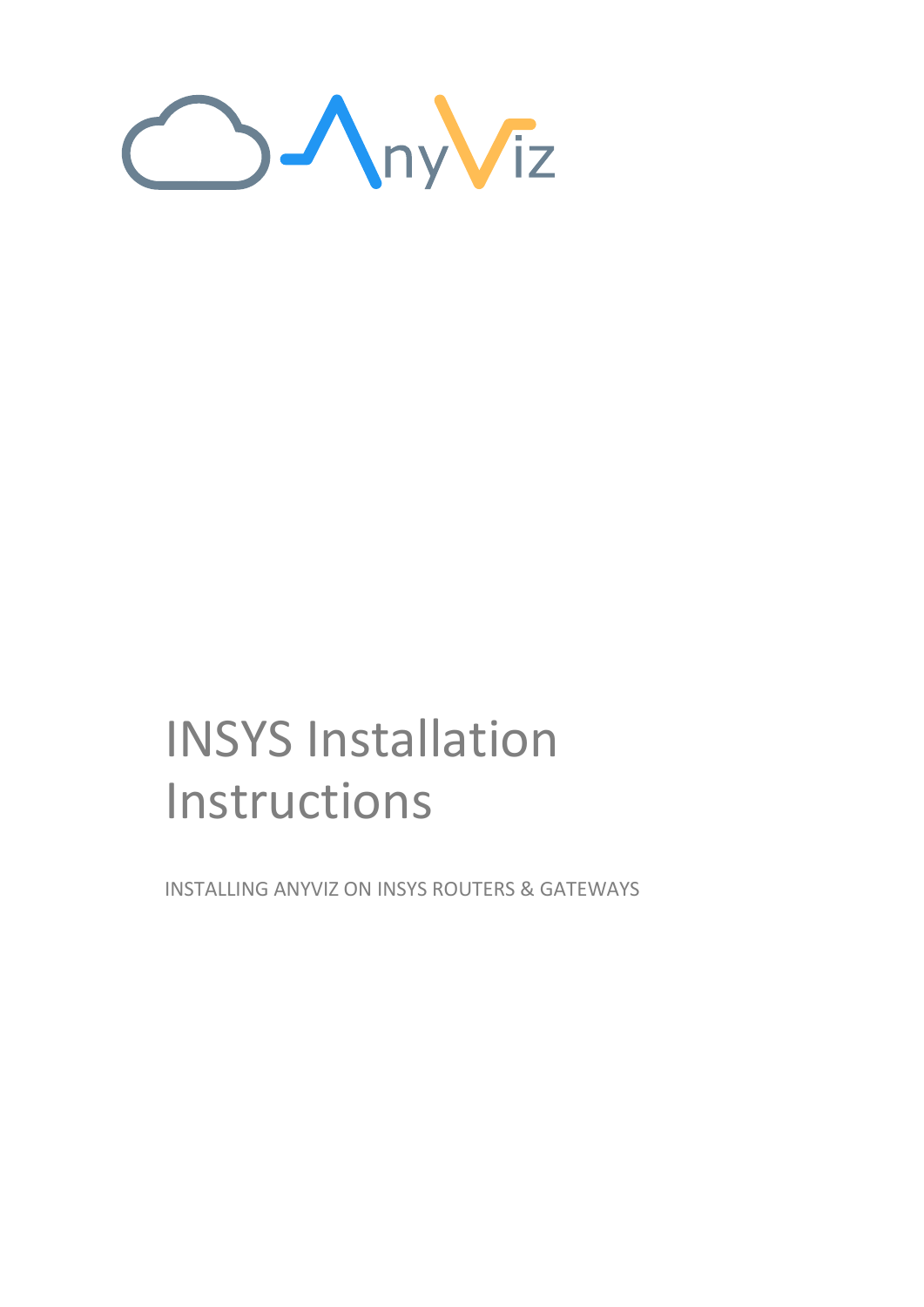# INSYS Installation Instructions

INSTALLING ANYVIZ ON INSYS ROUTERS & GATEWAYS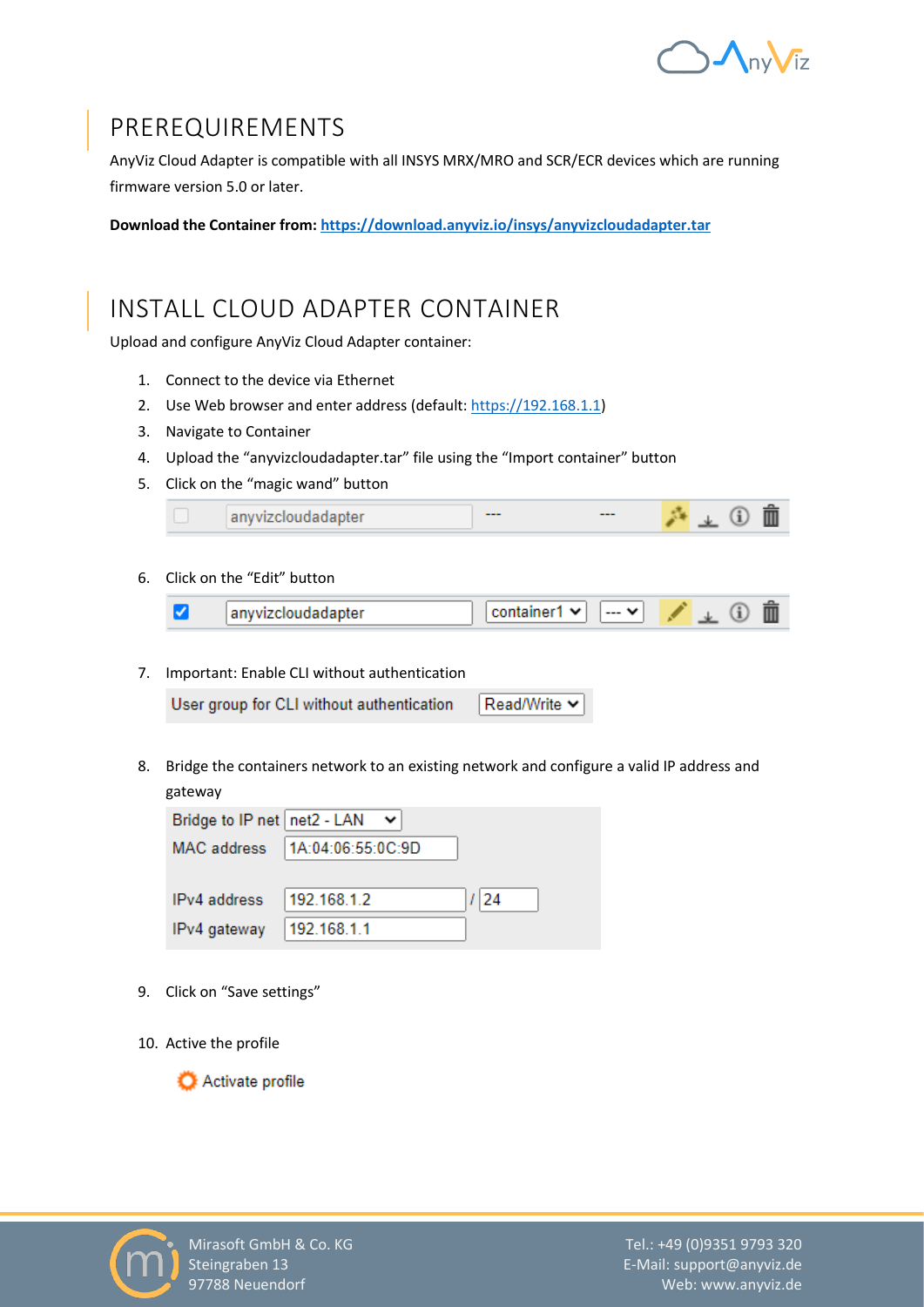# PREREQUIREMENTS

AnyViz Cloud Adapter is compatible with all INSYS MRX/MRO and SCR/ECR devices which are running firmware version 5.0 or later.

**Download the Container from: [https://download.anyviz.io/insys/anyvizcloudadapter.tar](https://download.anyviz.io/insys/anyvizcloudadapter.tar)**

# INSTALL CLOUD ADAPTER CONTAINER

Upload and configure AnyViz Cloud Adapter container:

1. Connect to the device via Ethernet
2. Use Web browser and enter address (default: [https://192.168.1.1](https://192.168.1.1))
3. Navigate to Container
4. Upload the "anyvizcloudadapter.tar" file using the "Import container" button
5. Click on the "magic wand" button

   anyvizcloudadapter --- ---

6. Click on the "Edit" button

   anyvizcloudadapter container1 ---

7. Important: Enable CLI without authentication

   User group for CLI without authentication: Read/Write

8. Bridge the containers network to an existing network and configure a valid IP address and gateway

   | | |
   |---|---|
   | Bridge to IP net | net2 - LAN |
   | MAC address | 1A:04:06:55:0C:9D |
   | IPv4 address | 192.168.1.2 / 24 |
   | IPv4 gateway | 192.168.1.1 |

9. Click on "Save settings"
10. Active the profile

   Activate profile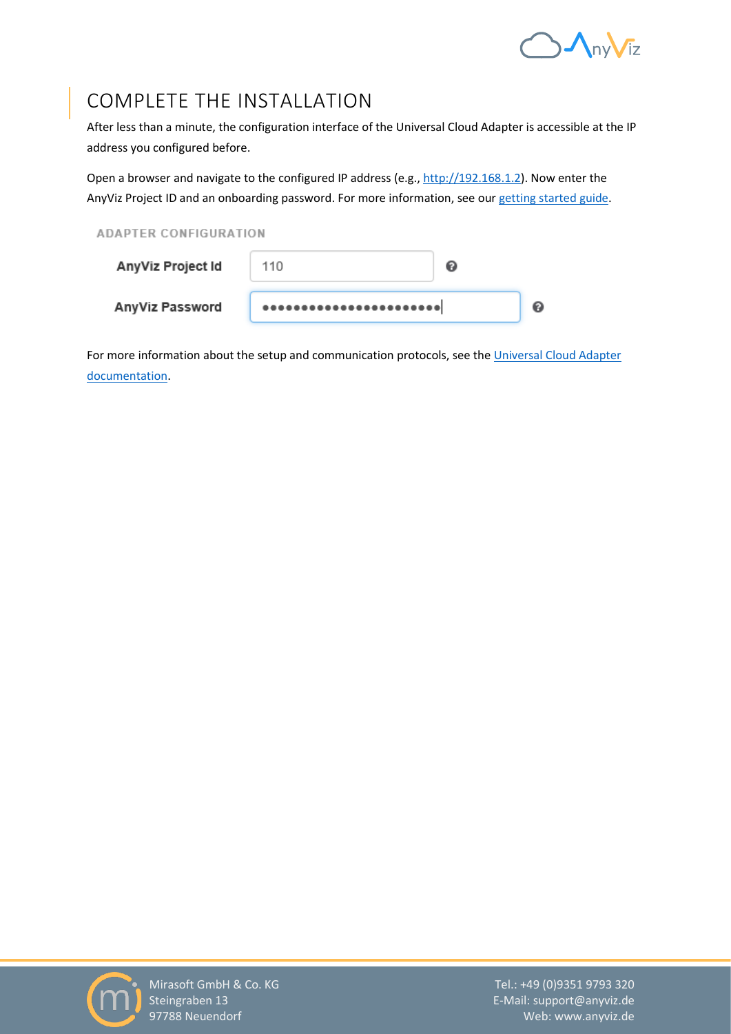# COMPLETE THE INSTALLATION

After less than a minute, the configuration interface of the Universal Cloud Adapter is accessible at the IP address you configured before.

Open a browser and navigate to the configured IP address (e.g., http://192.168.1.2). Now enter the AnyViz Project ID and an onboarding password. For more information, see our getting started guide.

ADAPTER CONFIGURATION

| | |
|---|---|
| AnyViz Project Id | 110 |
| AnyViz Password | ••••••••••••••••••••••• |

For more information about the setup and communication protocols, see the Universal Cloud Adapter documentation.